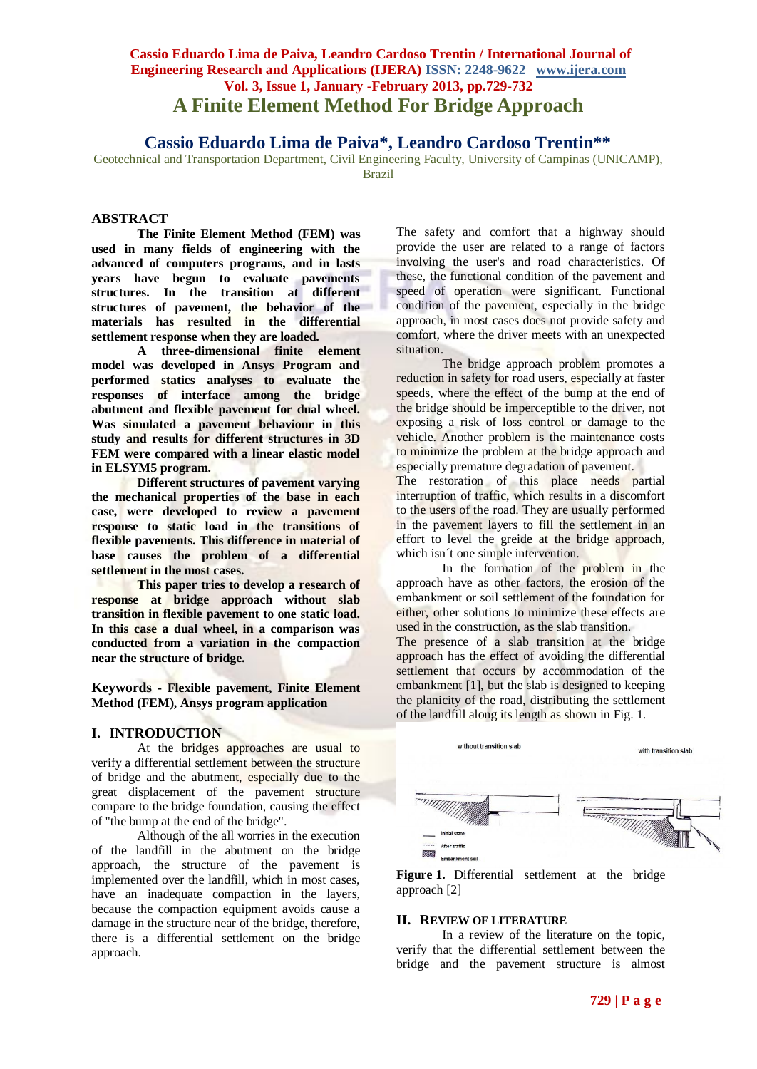# A Finite Element Method For Bridge Approach

## Cassio Eduardo Lima de Paiva*, Leandro Cardoso Trentin**

Geotechnical and Transportation Department, Civil Engineering Faculty, University of Campinas (UNICAMP), Brazil

## ABSTRACT

**The Finite Element Method (FEM) was used in many fields of engineering with the advanced of computers programs, and in lasts years have begun to evaluate pavements structures. In the transition at different structures of pavement, the behavior of the materials has resulted in the differential settlement response when they are loaded.**

**A three-dimensional finite element model was developed in Ansys Program and performed statics analyses to evaluate the responses of interface among the bridge abutment and flexible pavement for dual wheel. Was simulated a pavement behaviour in this study and results for different structures in 3D FEM were compared with a linear elastic model in ELSYM5 program.**

**Different structures of pavement varying the mechanical properties of the base in each case, were developed to review a pavement response to static load in the transitions of flexible pavements. This difference in material of base causes the problem of a differential settlement in the most cases.**

**This paper tries to develop a research of response at bridge approach without slab transition in flexible pavement to one static load. In this case a dual wheel, in a comparison was conducted from a variation in the compaction near the structure of bridge.**

**Keywords** - **Flexible pavement, Finite Element Method (FEM), Ansys program application**

## I. INTRODUCTION

At the bridges approaches are usual to verify a differential settlement between the structure of bridge and the abutment, especially due to the great displacement of the pavement structure compare to the bridge foundation, causing the effect of "the bump at the end of the bridge".

Although of the all worries in the execution of the landfill in the abutment on the bridge approach, the structure of the pavement is implemented over the landfill, which in most cases, have an inadequate compaction in the layers, because the compaction equipment avoids cause a damage in the structure near of the bridge, therefore, there is a differential settlement on the bridge approach.

The safety and comfort that a highway should provide the user are related to a range of factors involving the user's and road characteristics. Of these, the functional condition of the pavement and speed of operation were significant. Functional condition of the pavement, especially in the bridge approach, in most cases does not provide safety and comfort, where the driver meets with an unexpected situation.

The bridge approach problem promotes a reduction in safety for road users, especially at faster speeds, where the effect of the bump at the end of the bridge should be imperceptible to the driver, not exposing a risk of loss control or damage to the vehicle. Another problem is the maintenance costs to minimize the problem at the bridge approach and especially premature degradation of pavement.

The restoration of this place needs partial interruption of traffic, which results in a discomfort to the users of the road. They are usually performed in the pavement layers to fill the settlement in an effort to level the greide at the bridge approach, which isn´t one simple intervention.

In the formation of the problem in the approach have as other factors, the erosion of the embankment or soil settlement of the foundation for either, other solutions to minimize these effects are used in the construction, as the slab transition.

The presence of a slab transition at the bridge approach has the effect of avoiding the differential settlement that occurs by accommodation of the embankment [1], but the slab is designed to keeping the planicity of the road, distributing the settlement of the landfill along its length as shown in Fig. 1.

without transition slab — with transition slab

Initial state
After traffic
Embankment soil

**Figure 1.** Differential settlement at the bridge approach [2]

## II. REVIEW OF LITERATURE

In a review of the literature on the topic, verify that the differential settlement between the bridge and the pavement structure is almost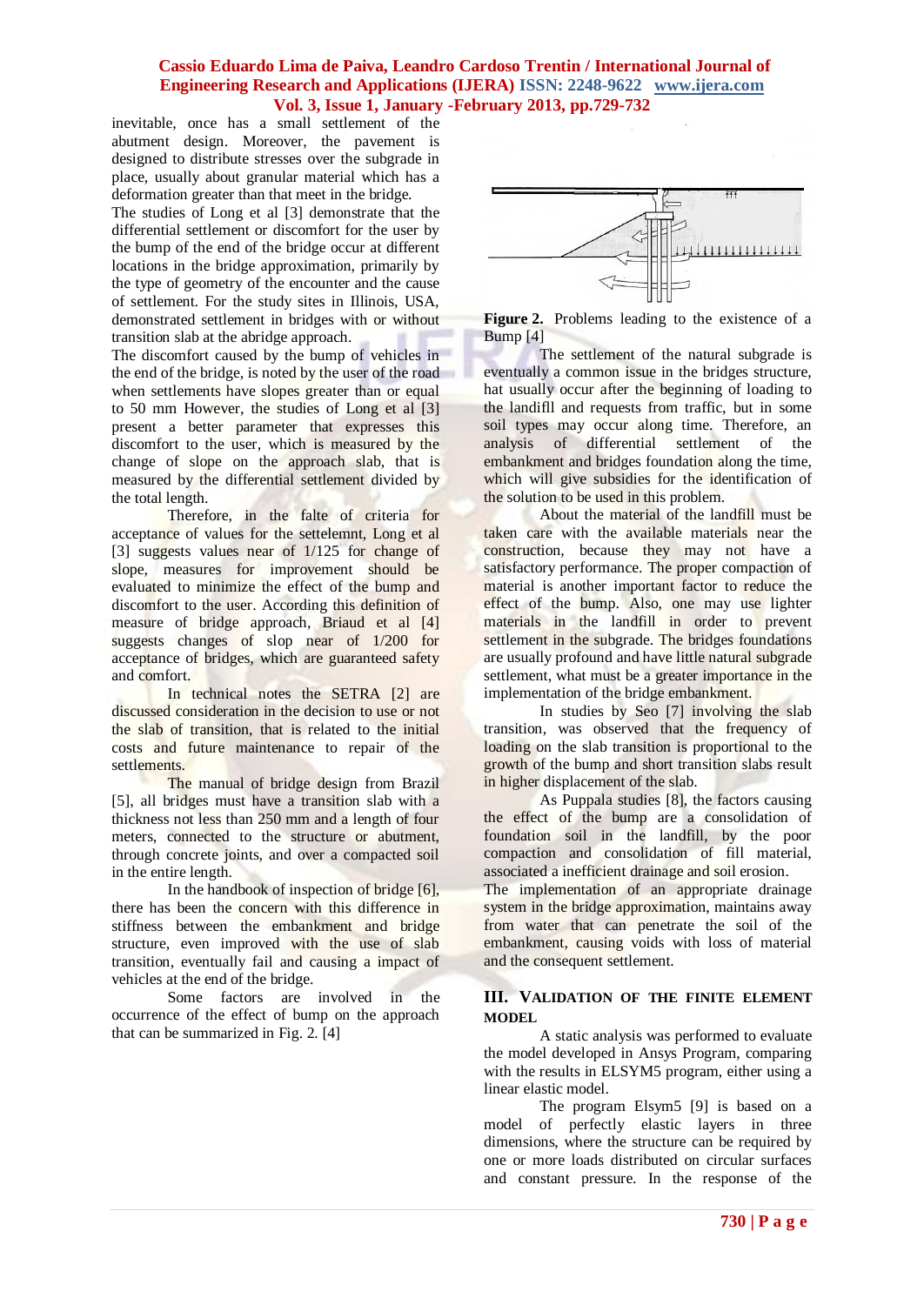inevitable, once has a small settlement of the abutment design. Moreover, the pavement is designed to distribute stresses over the subgrade in place, usually about granular material which has a deformation greater than that meet in the bridge.

The studies of Long et al [3] demonstrate that the differential settlement or discomfort for the user by the bump of the end of the bridge occur at different locations in the bridge approximation, primarily by the type of geometry of the encounter and the cause of settlement. For the study sites in Illinois, USA, demonstrated settlement in bridges with or without transition slab at the abridge approach.

The discomfort caused by the bump of vehicles in the end of the bridge, is noted by the user of the road when settlements have slopes greater than or equal to 50 mm However, the studies of Long et al [3] present a better parameter that expresses this discomfort to the user, which is measured by the change of slope on the approach slab, that is measured by the differential settlement divided by the total length.

Therefore, in the falte of criteria for acceptance of values for the settelemnt, Long et al [3] suggests values near of 1/125 for change of slope, measures for improvement should be evaluated to minimize the effect of the bump and discomfort to the user. According this definition of measure of bridge approach, Briaud et al [4] suggests changes of slop near of 1/200 for acceptance of bridges, which are guaranteed safety and comfort.

In technical notes the SETRA [2] are discussed consideration in the decision to use or not the slab of transition, that is related to the initial costs and future maintenance to repair of the settlements.

The manual of bridge design from Brazil [5], all bridges must have a transition slab with a thickness not less than 250 mm and a length of four meters, connected to the structure or abutment, through concrete joints, and over a compacted soil in the entire length.

In the handbook of inspection of bridge [6], there has been the concern with this difference in stiffness between the embankment and bridge structure, even improved with the use of slab transition, eventually fail and causing a impact of vehicles at the end of the bridge.

Some factors are involved in the occurrence of the effect of bump on the approach that can be summarized in Fig. 2. [4]

**Figure 2.** Problems leading to the existence of a Bump [4]

The settlement of the natural subgrade is eventually a common issue in the bridges structure, hat usually occur after the beginning of loading to the landfill and requests from traffic, but in some soil types may occur along time. Therefore, an analysis of differential settlement of the embankment and bridges foundation along the time, which will give subsidies for the identification of the solution to be used in this problem.

About the material of the landfill must be taken care with the available materials near the construction, because they may not have a satisfactory performance. The proper compaction of material is another important factor to reduce the effect of the bump. Also, one may use lighter materials in the landfill in order to prevent settlement in the subgrade. The bridges foundations are usually profound and have little natural subgrade settlement, what must be a greater importance in the implementation of the bridge embankment.

In studies by Seo [7] involving the slab transition, was observed that the frequency of loading on the slab transition is proportional to the growth of the bump and short transition slabs result in higher displacement of the slab.

As Puppala studies [8], the factors causing the effect of the bump are a consolidation of foundation soil in the landfill, by the poor compaction and consolidation of fill material, associated a inefficient drainage and soil erosion.

The implementation of an appropriate drainage system in the bridge approximation, maintains away from water that can penetrate the soil of the embankment, causing voids with loss of material and the consequent settlement.

## III. VALIDATION OF THE FINITE ELEMENT MODEL

A static analysis was performed to evaluate the model developed in Ansys Program, comparing with the results in ELSYM5 program, either using a linear elastic model.

The program Elsym5 [9] is based on a model of perfectly elastic layers in three dimensions, where the structure can be required by one or more loads distributed on circular surfaces and constant pressure. In the response of the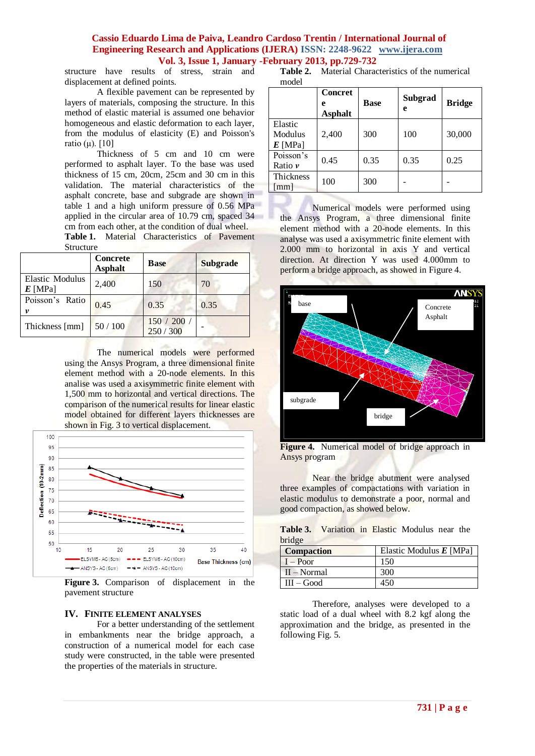structure have results of stress, strain and displacement at defined points.

A flexible pavement can be represented by layers of materials, composing the structure. In this method of elastic material is assumed one behavior homogeneous and elastic deformation to each layer, from the modulus of elasticity (E) and Poisson's ratio (μ). [10]

Thickness of 5 cm and 10 cm were performed to asphalt layer. To the base was used thickness of 15 cm, 20cm, 25cm and 30 cm in this validation. The material characteristics of the asphalt concrete, base and subgrade are shown in table 1 and a high uniform pressure of 0.56 MPa applied in the circular area of 10.79 cm, spaced 34 cm from each other, at the condition of dual wheel.

**Table 1.** Material Characteristics of Pavement Structure

| | Concrete Asphalt | Base | Subgrade |
|---|---|---|---|
| Elastic Modulus ***E*** [MPa] | 2,400 | 150 | 70 |
| Poisson's Ratio ***ν*** | 0.45 | 0.35 | 0.35 |
| Thickness [mm] | 50 / 100 | 150 / 200 / 250 / 300 | - |

The numerical models were performed using the Ansys Program, a three dimensional finite element method with a 20-node elements. In this analise was used a axisymmetric finite element with 1,500 mm to horizontal and vertical directions. The comparison of the numerical results for linear elastic model obtained for different layers thicknesses are shown in Fig. 3 to vertical displacement.

**Figure 3.** Comparison of displacement in the pavement structure

## IV. Finite Element Analyses

For a better understanding of the settlement in embankments near the bridge approach, a construction of a numerical model for each case study were constructed, in the table were presented the properties of the materials in structure.

**Table 2.** Material Characteristics of the numerical model

| | Concrete Asphalt | Base | Subgrade | Bridge |
|---|---|---|---|---|
| Elastic Modulus ***E*** [MPa] | 2,400 | 300 | 100 | 30,000 |
| Poisson's Ratio ***ν*** | 0.45 | 0.35 | 0.35 | 0.25 |
| Thickness [mm] | 100 | 300 | - | - |

Numerical models were performed using the Ansys Program, a three dimensional finite element method with a 20-node elements. In this analyse was used a axisymmetric finite element with 2.000 mm to horizontal in axis Y and vertical direction. At direction Y was used 4.000mm to perform a bridge approach, as showed in Figure 4.

**Figure 4.** Numerical model of bridge approach in Ansys program

Near the bridge abutment were analysed three examples of compactations with variation in elastic modulus to demonstrate a poor, normal and good compaction, as showed below.

**Table 3.** Variation in Elastic Modulus near the bridge

| Compaction | Elastic Modulus ***E*** [MPa] |
|---|---|
| I – Poor | 150 |
| II – Normal | 300 |
| III – Good | 450 |

Therefore, analyses were developed to a static load of a dual wheel with 8.2 kgf along the approximation and the bridge, as presented in the following Fig. 5.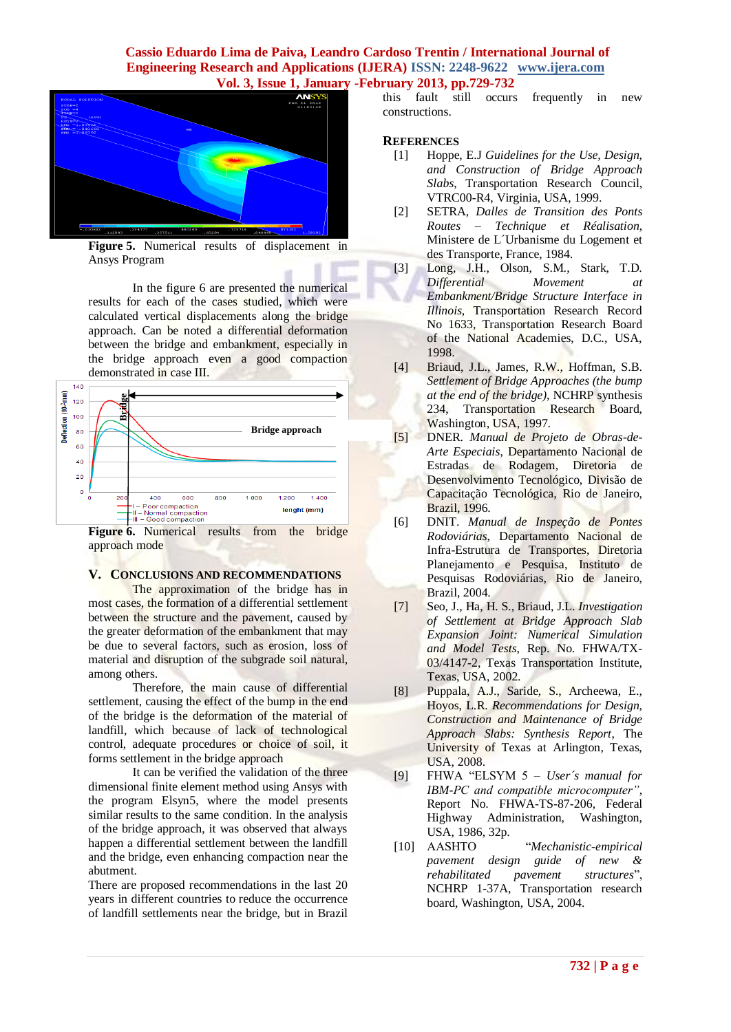**Figure 5.** Numerical results of displacement in Ansys Program

In the figure 6 are presented the numerical results for each of the cases studied, which were calculated vertical displacements along the bridge approach. Can be noted a differential deformation between the bridge and embankment, especially in the bridge approach even a good compaction demonstrated in case III.

Deflection (10-²mm)

140
120
100
80
60
40
20
0

Bridge

Bridge approach

0 200 400 600 800 1.000 1.200 1.400

lenght (mm)

I – Poor compaction
II – Normal compaction
III – Good compaction

**Figure 6.** Numerical results from the bridge approach mode

## V. CONCLUSIONS AND RECOMMENDATIONS

The approximation of the bridge has in most cases, the formation of a differential settlement between the structure and the pavement, caused by the greater deformation of the embankment that may be due to several factors, such as erosion, loss of material and disruption of the subgrade soil natural, among others.

Therefore, the main cause of differential settlement, causing the effect of the bump in the end of the bridge is the deformation of the material of landfill, which because of lack of technological control, adequate procedures or choice of soil, it forms settlement in the bridge approach

It can be verified the validation of the three dimensional finite element method using Ansys with the program Elsyn5, where the model presents similar results to the same condition. In the analysis of the bridge approach, it was observed that always happen a differential settlement between the landfill and the bridge, even enhancing compaction near the abutment.

There are proposed recommendations in the last 20 years in different countries to reduce the occurrence of landfill settlements near the bridge, but in Brazil this fault still occurs frequently in new constructions.

## REFERENCES

[1] Hoppe, E.J *Guidelines for the Use, Design, and Construction of Bridge Approach Slabs*, Transportation Research Council, VTRC00-R4, Virginia, USA, 1999.

[2] SETRA, *Dalles de Transition des Ponts Routes – Technique et Réalisation*, Ministere de L´Urbanisme du Logement et des Transporte, France, 1984.

[3] Long, J.H., Olson, S.M., Stark, T.D. *Differential Movement at Embankment/Bridge Structure Interface in Illinois*, Transportation Research Record No 1633, Transportation Research Board of the National Academies, D.C., USA, 1998.

[4] Briaud, J.L., James, R.W., Hoffman, S.B. *Settlement of Bridge Approaches (the bump at the end of the bridge)*, NCHRP synthesis 234, Transportation Research Board, Washington, USA, 1997.

[5] DNER. *Manual de Projeto de Obras-de-Arte Especiais*, Departamento Nacional de Estradas de Rodagem, Diretoria de Desenvolvimento Tecnológico, Divisão de Capacitação Tecnológica, Rio de Janeiro, Brazil, 1996.

[6] DNIT. *Manual de Inspeção de Pontes Rodoviárias*, Departamento Nacional de Infra-Estrutura de Transportes, Diretoria Planejamento e Pesquisa, Instituto de Pesquisas Rodoviárias, Rio de Janeiro, Brazil, 2004.

[7] Seo, J., Ha, H. S., Briaud, J.L. *Investigation of Settlement at Bridge Approach Slab Expansion Joint: Numerical Simulation and Model Tests*, Rep. No. FHWA/TX-03/4147-2, Texas Transportation Institute, Texas, USA, 2002.

[8] Puppala, A.J., Saride, S., Archeewa, E., Hoyos, L.R. *Recommendations for Design, Construction and Maintenance of Bridge Approach Slabs: Synthesis Report*, The University of Texas at Arlington, Texas, USA, 2008.

[9] FHWA "ELSYM 5 – *User´s manual for IBM-PC and compatible microcomputer"*, Report No. FHWA-TS-87-206, Federal Highway Administration, Washington, USA, 1986, 32p.

[10] AASHTO "*Mechanistic-empirical pavement design guide of new & rehabilitated pavement structures*", NCHRP 1-37A, Transportation research board, Washington, USA, 2004.